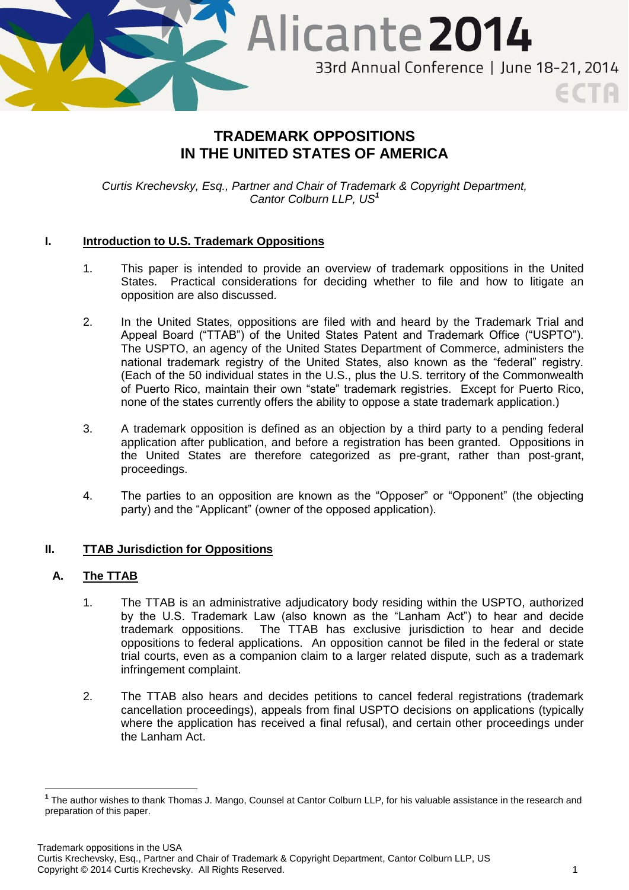# TRADEMARK OPPOSITIONS IN THE UNITED STATES OF AMERICA

*Curtis Krechevsky, Esq., Partner and Chair of Trademark & Copyright Department, Cantor Colburn LLP, US*[1]

## I. Introduction to U.S. Trademark Oppositions

1. This paper is intended to provide an overview of trademark oppositions in the United States. Practical considerations for deciding whether to file and how to litigate an opposition are also discussed.

2. In the United States, oppositions are filed with and heard by the Trademark Trial and Appeal Board ("TTAB") of the United States Patent and Trademark Office ("USPTO"). The USPTO, an agency of the United States Department of Commerce, administers the national trademark registry of the United States, also known as the "federal" registry. (Each of the 50 individual states in the U.S., plus the U.S. territory of the Commonwealth of Puerto Rico, maintain their own "state" trademark registries. Except for Puerto Rico, none of the states currently offers the ability to oppose a state trademark application.)

3. A trademark opposition is defined as an objection by a third party to a pending federal application after publication, and before a registration has been granted. Oppositions in the United States are therefore categorized as pre-grant, rather than post-grant, proceedings.

4. The parties to an opposition are known as the "Opposer" or "Opponent" (the objecting party) and the "Applicant" (owner of the opposed application).

## II. TTAB Jurisdiction for Oppositions

### A. The TTAB

1. The TTAB is an administrative adjudicatory body residing within the USPTO, authorized by the U.S. Trademark Law (also known as the "Lanham Act") to hear and decide trademark oppositions. The TTAB has exclusive jurisdiction to hear and decide oppositions to federal applications. An opposition cannot be filed in the federal or state trial courts, even as a companion claim to a larger related dispute, such as a trademark infringement complaint.

2. The TTAB also hears and decides petitions to cancel federal registrations (trademark cancellation proceedings), appeals from final USPTO decisions on applications (typically where the application has received a final refusal), and certain other proceedings under the Lanham Act.

---

[1] The author wishes to thank Thomas J. Mango, Counsel at Cantor Colburn LLP, for his valuable assistance in the research and preparation of this paper.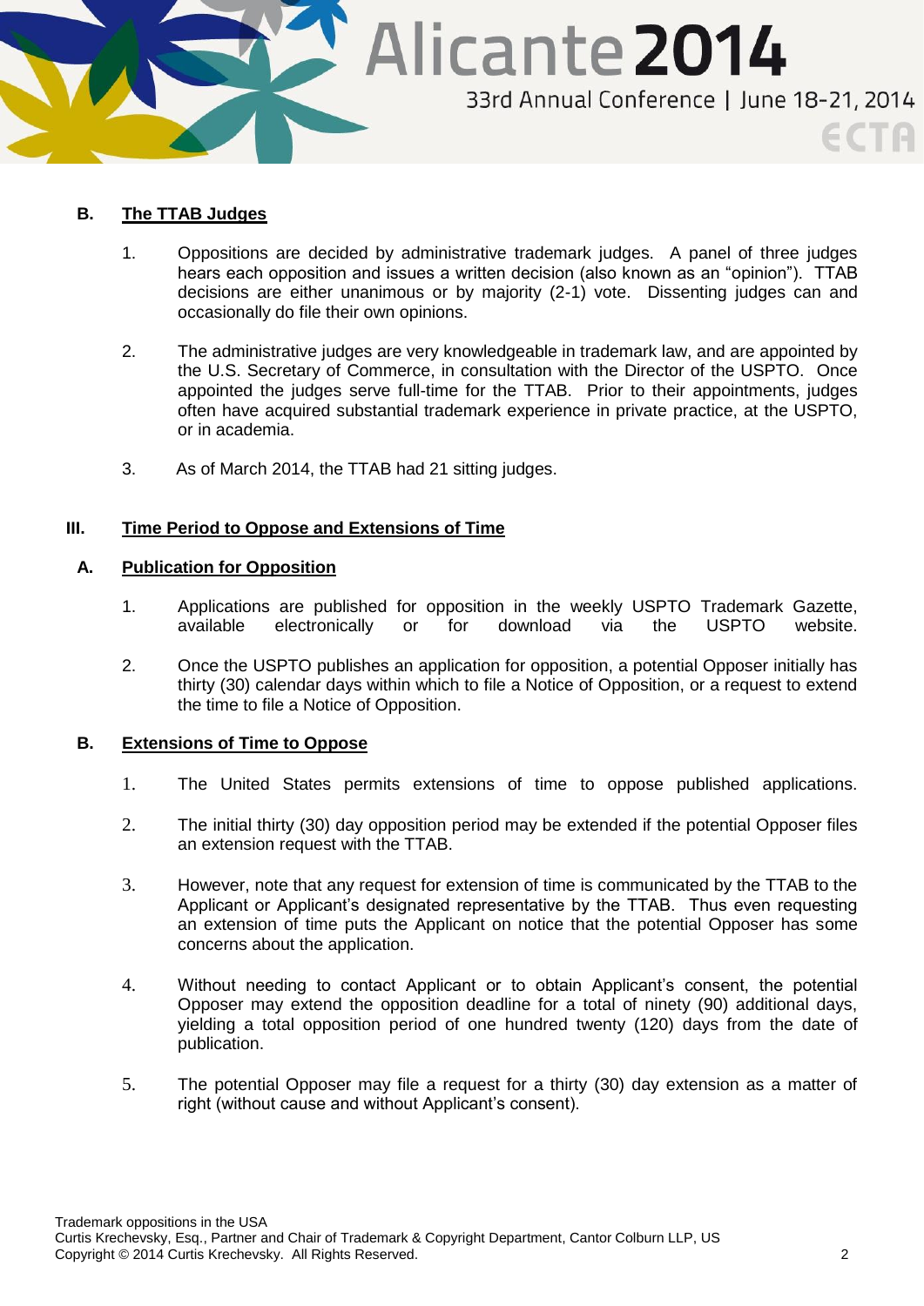## B. The TTAB Judges

1. Oppositions are decided by administrative trademark judges. A panel of three judges hears each opposition and issues a written decision (also known as an "opinion"). TTAB decisions are either unanimous or by majority (2-1) vote. Dissenting judges can and occasionally do file their own opinions.

2. The administrative judges are very knowledgeable in trademark law, and are appointed by the U.S. Secretary of Commerce, in consultation with the Director of the USPTO. Once appointed the judges serve full-time for the TTAB. Prior to their appointments, judges often have acquired substantial trademark experience in private practice, at the USPTO, or in academia.

3. As of March 2014, the TTAB had 21 sitting judges.

# III. Time Period to Oppose and Extensions of Time

## A. Publication for Opposition

1. Applications are published for opposition in the weekly USPTO Trademark Gazette, available electronically or for download via the USPTO website.

2. Once the USPTO publishes an application for opposition, a potential Opposer initially has thirty (30) calendar days within which to file a Notice of Opposition, or a request to extend the time to file a Notice of Opposition.

## B. Extensions of Time to Oppose

1. The United States permits extensions of time to oppose published applications.

2. The initial thirty (30) day opposition period may be extended if the potential Opposer files an extension request with the TTAB.

3. However, note that any request for extension of time is communicated by the TTAB to the Applicant or Applicant's designated representative by the TTAB. Thus even requesting an extension of time puts the Applicant on notice that the potential Opposer has some concerns about the application.

4. Without needing to contact Applicant or to obtain Applicant's consent, the potential Opposer may extend the opposition deadline for a total of ninety (90) additional days, yielding a total opposition period of one hundred twenty (120) days from the date of publication.

5. The potential Opposer may file a request for a thirty (30) day extension as a matter of right (without cause and without Applicant's consent).

Trademark oppositions in the USA
Curtis Krechevsky, Esq., Partner and Chair of Trademark & Copyright Department, Cantor Colburn LLP, US
Copyright © 2014 Curtis Krechevsky. All Rights Reserved.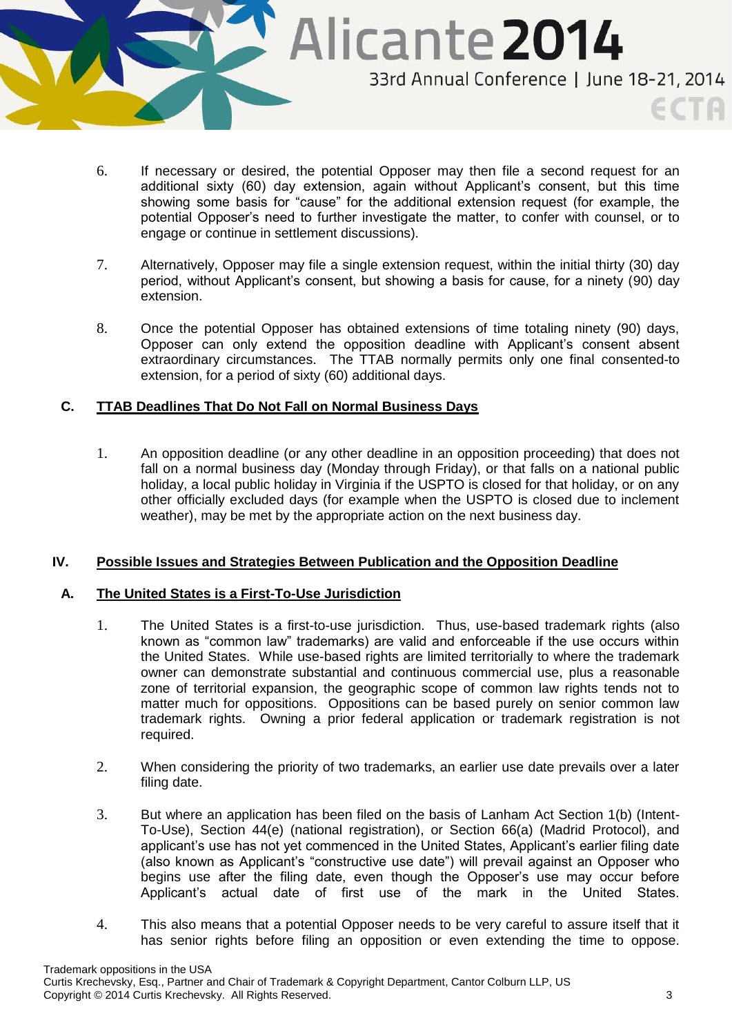6. If necessary or desired, the potential Opposer may then file a second request for an additional sixty (60) day extension, again without Applicant's consent, but this time showing some basis for "cause" for the additional extension request (for example, the potential Opposer's need to further investigate the matter, to confer with counsel, or to engage or continue in settlement discussions).

7. Alternatively, Opposer may file a single extension request, within the initial thirty (30) day period, without Applicant's consent, but showing a basis for cause, for a ninety (90) day extension.

8. Once the potential Opposer has obtained extensions of time totaling ninety (90) days, Opposer can only extend the opposition deadline with Applicant's consent absent extraordinary circumstances. The TTAB normally permits only one final consented-to extension, for a period of sixty (60) additional days.

### C. TTAB Deadlines That Do Not Fall on Normal Business Days

1. An opposition deadline (or any other deadline in an opposition proceeding) that does not fall on a normal business day (Monday through Friday), or that falls on a national public holiday, a local public holiday in Virginia if the USPTO is closed for that holiday, or on any other officially excluded days (for example when the USPTO is closed due to inclement weather), may be met by the appropriate action on the next business day.

## IV. Possible Issues and Strategies Between Publication and the Opposition Deadline

### A. The United States is a First-To-Use Jurisdiction

1. The United States is a first-to-use jurisdiction. Thus, use-based trademark rights (also known as "common law" trademarks) are valid and enforceable if the use occurs within the United States. While use-based rights are limited territorially to where the trademark owner can demonstrate substantial and continuous commercial use, plus a reasonable zone of territorial expansion, the geographic scope of common law rights tends not to matter much for oppositions. Oppositions can be based purely on senior common law trademark rights. Owning a prior federal application or trademark registration is not required.

2. When considering the priority of two trademarks, an earlier use date prevails over a later filing date.

3. But where an application has been filed on the basis of Lanham Act Section 1(b) (Intent-To-Use), Section 44(e) (national registration), or Section 66(a) (Madrid Protocol), and applicant's use has not yet commenced in the United States, Applicant's earlier filing date (also known as Applicant's "constructive use date") will prevail against an Opposer who begins use after the filing date, even though the Opposer's use may occur before Applicant's actual date of first use of the mark in the United States.

4. This also means that a potential Opposer needs to be very careful to assure itself that it has senior rights before filing an opposition or even extending the time to oppose.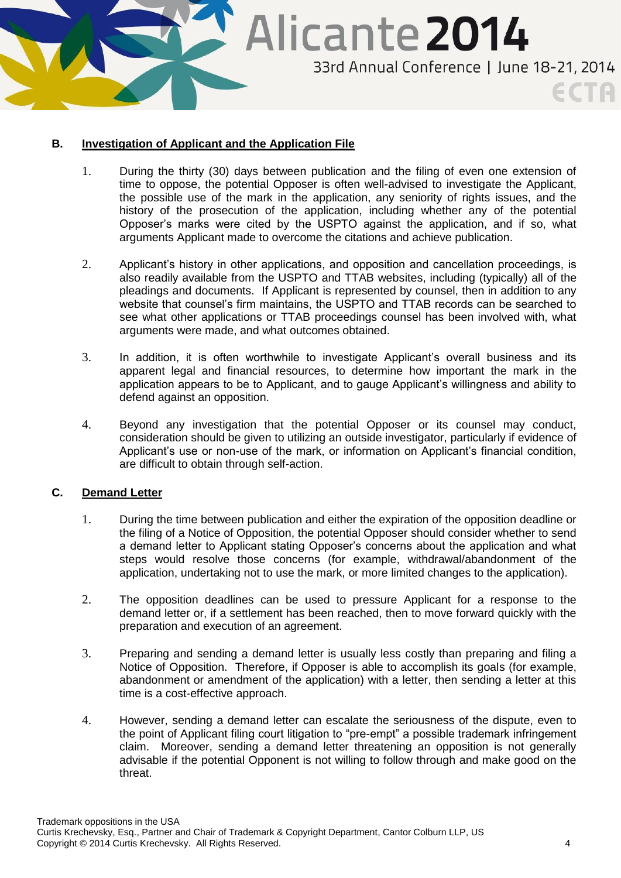### B. Investigation of Applicant and the Application File

1. During the thirty (30) days between publication and the filing of even one extension of time to oppose, the potential Opposer is often well-advised to investigate the Applicant, the possible use of the mark in the application, any seniority of rights issues, and the history of the prosecution of the application, including whether any of the potential Opposer's marks were cited by the USPTO against the application, and if so, what arguments Applicant made to overcome the citations and achieve publication.

2. Applicant's history in other applications, and opposition and cancellation proceedings, is also readily available from the USPTO and TTAB websites, including (typically) all of the pleadings and documents. If Applicant is represented by counsel, then in addition to any website that counsel's firm maintains, the USPTO and TTAB records can be searched to see what other applications or TTAB proceedings counsel has been involved with, what arguments were made, and what outcomes obtained.

3. In addition, it is often worthwhile to investigate Applicant's overall business and its apparent legal and financial resources, to determine how important the mark in the application appears to be to Applicant, and to gauge Applicant's willingness and ability to defend against an opposition.

4. Beyond any investigation that the potential Opposer or its counsel may conduct, consideration should be given to utilizing an outside investigator, particularly if evidence of Applicant's use or non-use of the mark, or information on Applicant's financial condition, are difficult to obtain through self-action.

### C. Demand Letter

1. During the time between publication and either the expiration of the opposition deadline or the filing of a Notice of Opposition, the potential Opposer should consider whether to send a demand letter to Applicant stating Opposer's concerns about the application and what steps would resolve those concerns (for example, withdrawal/abandonment of the application, undertaking not to use the mark, or more limited changes to the application).

2. The opposition deadlines can be used to pressure Applicant for a response to the demand letter or, if a settlement has been reached, then to move forward quickly with the preparation and execution of an agreement.

3. Preparing and sending a demand letter is usually less costly than preparing and filing a Notice of Opposition. Therefore, if Opposer is able to accomplish its goals (for example, abandonment or amendment of the application) with a letter, then sending a letter at this time is a cost-effective approach.

4. However, sending a demand letter can escalate the seriousness of the dispute, even to the point of Applicant filing court litigation to "pre-empt" a possible trademark infringement claim. Moreover, sending a demand letter threatening an opposition is not generally advisable if the potential Opponent is not willing to follow through and make good on the threat.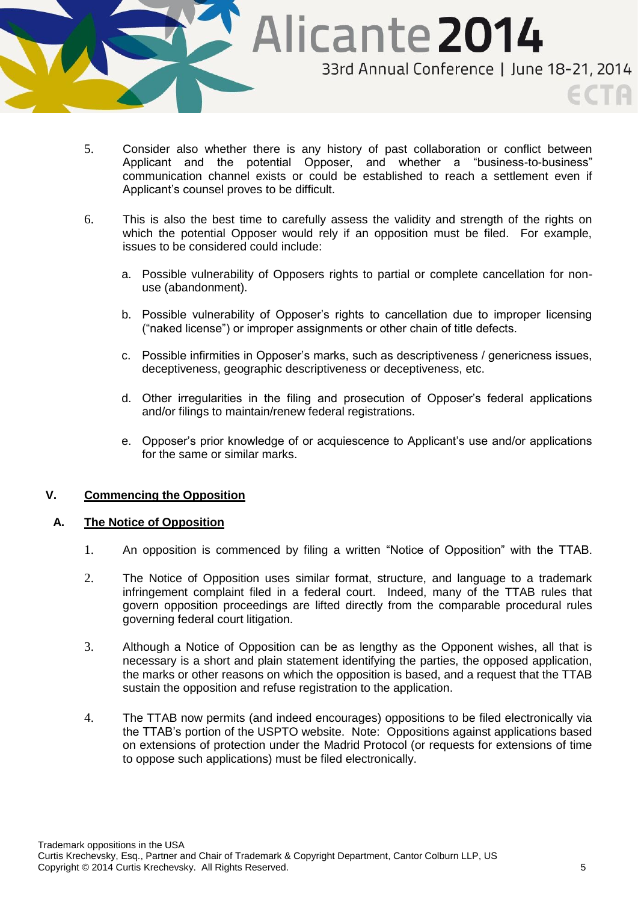5. Consider also whether there is any history of past collaboration or conflict between Applicant and the potential Opposer, and whether a "business-to-business" communication channel exists or could be established to reach a settlement even if Applicant's counsel proves to be difficult.

6. This is also the best time to carefully assess the validity and strength of the rights on which the potential Opposer would rely if an opposition must be filed. For example, issues to be considered could include:

   a. Possible vulnerability of Opposers rights to partial or complete cancellation for non-use (abandonment).

   b. Possible vulnerability of Opposer's rights to cancellation due to improper licensing ("naked license") or improper assignments or other chain of title defects.

   c. Possible infirmities in Opposer's marks, such as descriptiveness / genericness issues, deceptiveness, geographic descriptiveness or deceptiveness, etc.

   d. Other irregularities in the filing and prosecution of Opposer's federal applications and/or filings to maintain/renew federal registrations.

   e. Opposer's prior knowledge of or acquiescence to Applicant's use and/or applications for the same or similar marks.

## V. Commencing the Opposition

### A. The Notice of Opposition

1. An opposition is commenced by filing a written "Notice of Opposition" with the TTAB.

2. The Notice of Opposition uses similar format, structure, and language to a trademark infringement complaint filed in a federal court. Indeed, many of the TTAB rules that govern opposition proceedings are lifted directly from the comparable procedural rules governing federal court litigation.

3. Although a Notice of Opposition can be as lengthy as the Opponent wishes, all that is necessary is a short and plain statement identifying the parties, the opposed application, the marks or other reasons on which the opposition is based, and a request that the TTAB sustain the opposition and refuse registration to the application.

4. The TTAB now permits (and indeed encourages) oppositions to be filed electronically via the TTAB's portion of the USPTO website. Note: Oppositions against applications based on extensions of protection under the Madrid Protocol (or requests for extensions of time to oppose such applications) must be filed electronically.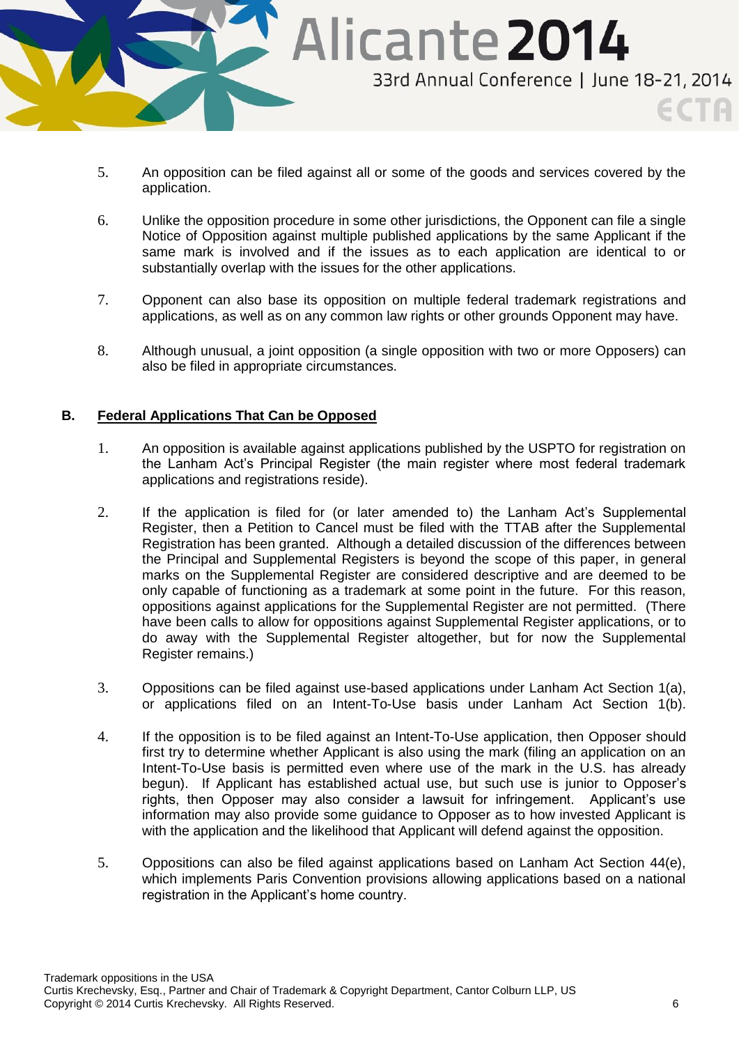5. An opposition can be filed against all or some of the goods and services covered by the application.

6. Unlike the opposition procedure in some other jurisdictions, the Opponent can file a single Notice of Opposition against multiple published applications by the same Applicant if the same mark is involved and if the issues as to each application are identical to or substantially overlap with the issues for the other applications.

7. Opponent can also base its opposition on multiple federal trademark registrations and applications, as well as on any common law rights or other grounds Opponent may have.

8. Although unusual, a joint opposition (a single opposition with two or more Opposers) can also be filed in appropriate circumstances.

### B. <u>Federal Applications That Can be Opposed</u>

1. An opposition is available against applications published by the USPTO for registration on the Lanham Act's Principal Register (the main register where most federal trademark applications and registrations reside).

2. If the application is filed for (or later amended to) the Lanham Act's Supplemental Register, then a Petition to Cancel must be filed with the TTAB after the Supplemental Registration has been granted. Although a detailed discussion of the differences between the Principal and Supplemental Registers is beyond the scope of this paper, in general marks on the Supplemental Register are considered descriptive and are deemed to be only capable of functioning as a trademark at some point in the future. For this reason, oppositions against applications for the Supplemental Register are not permitted. (There have been calls to allow for oppositions against Supplemental Register applications, or to do away with the Supplemental Register altogether, but for now the Supplemental Register remains.)

3. Oppositions can be filed against use-based applications under Lanham Act Section 1(a), or applications filed on an Intent-To-Use basis under Lanham Act Section 1(b).

4. If the opposition is to be filed against an Intent-To-Use application, then Opposer should first try to determine whether Applicant is also using the mark (filing an application on an Intent-To-Use basis is permitted even where use of the mark in the U.S. has already begun). If Applicant has established actual use, but such use is junior to Opposer's rights, then Opposer may also consider a lawsuit for infringement. Applicant's use information may also provide some guidance to Opposer as to how invested Applicant is with the application and the likelihood that Applicant will defend against the opposition.

5. Oppositions can also be filed against applications based on Lanham Act Section 44(e), which implements Paris Convention provisions allowing applications based on a national registration in the Applicant's home country.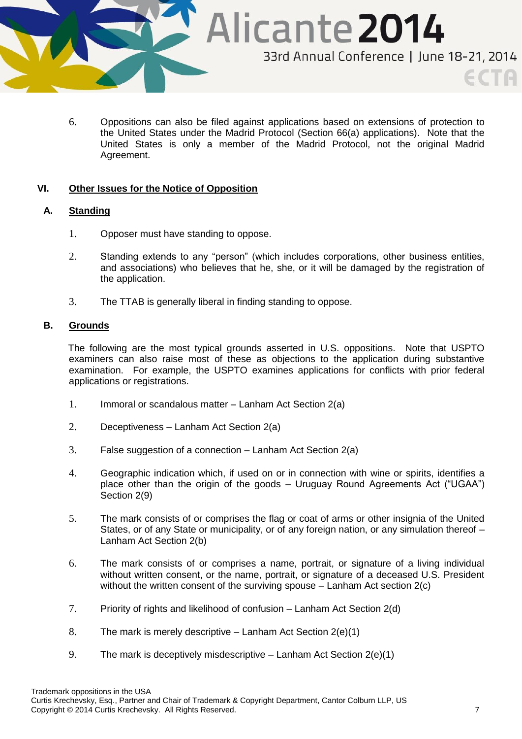6. Oppositions can also be filed against applications based on extensions of protection to the United States under the Madrid Protocol (Section 66(a) applications). Note that the United States is only a member of the Madrid Protocol, not the original Madrid Agreement.

## VI. Other Issues for the Notice of Opposition

### A. Standing

1. Opposer must have standing to oppose.

2. Standing extends to any "person" (which includes corporations, other business entities, and associations) who believes that he, she, or it will be damaged by the registration of the application.

3. The TTAB is generally liberal in finding standing to oppose.

### B. Grounds

The following are the most typical grounds asserted in U.S. oppositions. Note that USPTO examiners can also raise most of these as objections to the application during substantive examination. For example, the USPTO examines applications for conflicts with prior federal applications or registrations.

1. Immoral or scandalous matter – Lanham Act Section 2(a)

2. Deceptiveness – Lanham Act Section 2(a)

3. False suggestion of a connection – Lanham Act Section 2(a)

4. Geographic indication which, if used on or in connection with wine or spirits, identifies a place other than the origin of the goods – Uruguay Round Agreements Act ("UGAA") Section 2(9)

5. The mark consists of or comprises the flag or coat of arms or other insignia of the United States, or of any State or municipality, or of any foreign nation, or any simulation thereof – Lanham Act Section 2(b)

6. The mark consists of or comprises a name, portrait, or signature of a living individual without written consent, or the name, portrait, or signature of a deceased U.S. President without the written consent of the surviving spouse – Lanham Act section 2(c)

7. Priority of rights and likelihood of confusion – Lanham Act Section 2(d)

8. The mark is merely descriptive – Lanham Act Section 2(e)(1)

9. The mark is deceptively misdescriptive – Lanham Act Section 2(e)(1)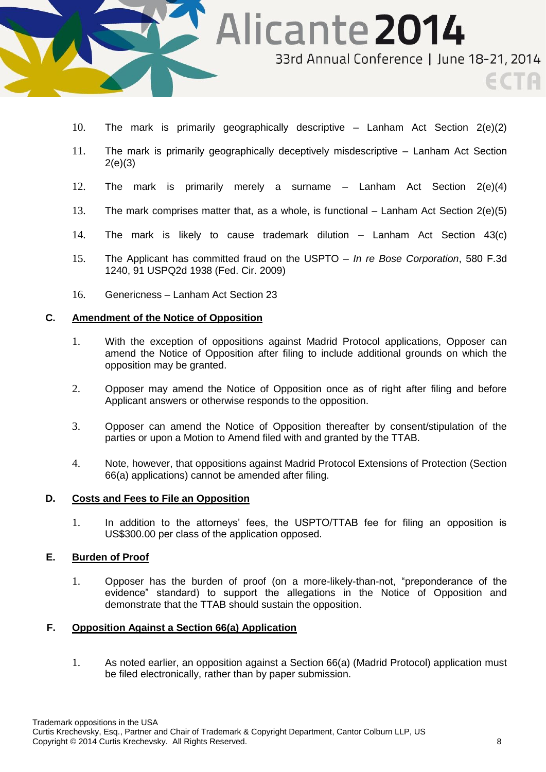10. The mark is primarily geographically descriptive – Lanham Act Section 2(e)(2)

11. The mark is primarily geographically deceptively misdescriptive – Lanham Act Section 2(e)(3)

12. The mark is primarily merely a surname – Lanham Act Section 2(e)(4)

13. The mark comprises matter that, as a whole, is functional – Lanham Act Section 2(e)(5)

14. The mark is likely to cause trademark dilution – Lanham Act Section 43(c)

15. The Applicant has committed fraud on the USPTO – *In re Bose Corporation*, 580 F.3d 1240, 91 USPQ2d 1938 (Fed. Cir. 2009)

16. Genericness – Lanham Act Section 23

## C. Amendment of the Notice of Opposition

1. With the exception of oppositions against Madrid Protocol applications, Opposer can amend the Notice of Opposition after filing to include additional grounds on which the opposition may be granted.

2. Opposer may amend the Notice of Opposition once as of right after filing and before Applicant answers or otherwise responds to the opposition.

3. Opposer can amend the Notice of Opposition thereafter by consent/stipulation of the parties or upon a Motion to Amend filed with and granted by the TTAB.

4. Note, however, that oppositions against Madrid Protocol Extensions of Protection (Section 66(a) applications) cannot be amended after filing.

## D. Costs and Fees to File an Opposition

1. In addition to the attorneys' fees, the USPTO/TTAB fee for filing an opposition is US$300.00 per class of the application opposed.

## E. Burden of Proof

1. Opposer has the burden of proof (on a more-likely-than-not, "preponderance of the evidence" standard) to support the allegations in the Notice of Opposition and demonstrate that the TTAB should sustain the opposition.

## F. Opposition Against a Section 66(a) Application

1. As noted earlier, an opposition against a Section 66(a) (Madrid Protocol) application must be filed electronically, rather than by paper submission.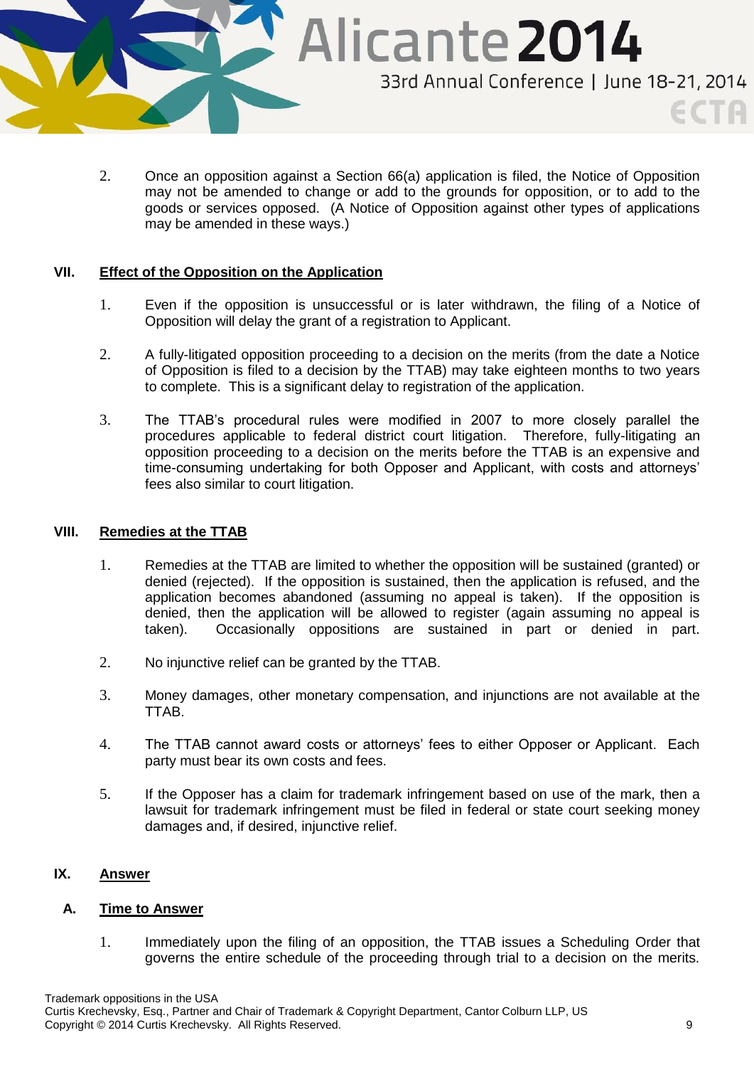2. Once an opposition against a Section 66(a) application is filed, the Notice of Opposition may not be amended to change or add to the grounds for opposition, or to add to the goods or services opposed. (A Notice of Opposition against other types of applications may be amended in these ways.)

## VII. Effect of the Opposition on the Application

1. Even if the opposition is unsuccessful or is later withdrawn, the filing of a Notice of Opposition will delay the grant of a registration to Applicant.

2. A fully-litigated opposition proceeding to a decision on the merits (from the date a Notice of Opposition is filed to a decision by the TTAB) may take eighteen months to two years to complete. This is a significant delay to registration of the application.

3. The TTAB's procedural rules were modified in 2007 to more closely parallel the procedures applicable to federal district court litigation. Therefore, fully-litigating an opposition proceeding to a decision on the merits before the TTAB is an expensive and time-consuming undertaking for both Opposer and Applicant, with costs and attorneys' fees also similar to court litigation.

## VIII. Remedies at the TTAB

1. Remedies at the TTAB are limited to whether the opposition will be sustained (granted) or denied (rejected). If the opposition is sustained, then the application is refused, and the application becomes abandoned (assuming no appeal is taken). If the opposition is denied, then the application will be allowed to register (again assuming no appeal is taken). Occasionally oppositions are sustained in part or denied in part.

2. No injunctive relief can be granted by the TTAB.

3. Money damages, other monetary compensation, and injunctions are not available at the TTAB.

4. The TTAB cannot award costs or attorneys' fees to either Opposer or Applicant. Each party must bear its own costs and fees.

5. If the Opposer has a claim for trademark infringement based on use of the mark, then a lawsuit for trademark infringement must be filed in federal or state court seeking money damages and, if desired, injunctive relief.

## IX. Answer

### A. Time to Answer

1. Immediately upon the filing of an opposition, the TTAB issues a Scheduling Order that governs the entire schedule of the proceeding through trial to a decision on the merits.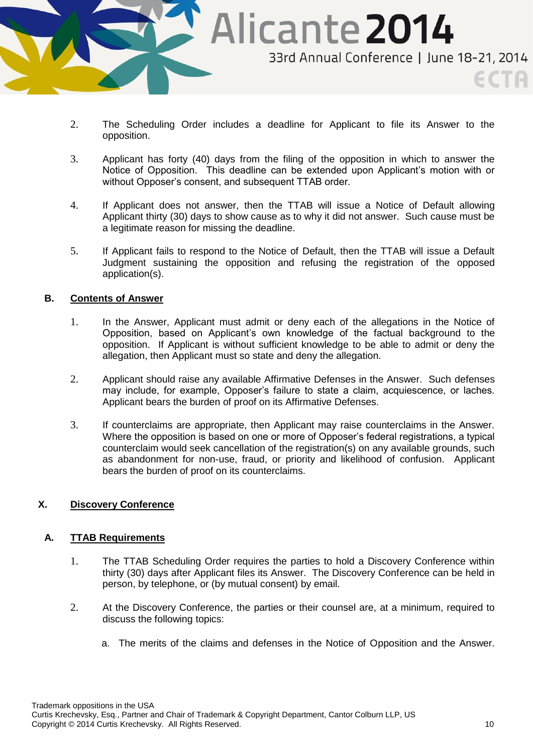2. The Scheduling Order includes a deadline for Applicant to file its Answer to the opposition.

3. Applicant has forty (40) days from the filing of the opposition in which to answer the Notice of Opposition. This deadline can be extended upon Applicant's motion with or without Opposer's consent, and subsequent TTAB order.

4. If Applicant does not answer, then the TTAB will issue a Notice of Default allowing Applicant thirty (30) days to show cause as to why it did not answer. Such cause must be a legitimate reason for missing the deadline.

5. If Applicant fails to respond to the Notice of Default, then the TTAB will issue a Default Judgment sustaining the opposition and refusing the registration of the opposed application(s).

### B. Contents of Answer

1. In the Answer, Applicant must admit or deny each of the allegations in the Notice of Opposition, based on Applicant's own knowledge of the factual background to the opposition. If Applicant is without sufficient knowledge to be able to admit or deny the allegation, then Applicant must so state and deny the allegation.

2. Applicant should raise any available Affirmative Defenses in the Answer. Such defenses may include, for example, Opposer's failure to state a claim, acquiescence, or laches. Applicant bears the burden of proof on its Affirmative Defenses.

3. If counterclaims are appropriate, then Applicant may raise counterclaims in the Answer. Where the opposition is based on one or more of Opposer's federal registrations, a typical counterclaim would seek cancellation of the registration(s) on any available grounds, such as abandonment for non-use, fraud, or priority and likelihood of confusion. Applicant bears the burden of proof on its counterclaims.

## X. Discovery Conference

### A. TTAB Requirements

1. The TTAB Scheduling Order requires the parties to hold a Discovery Conference within thirty (30) days after Applicant files its Answer. The Discovery Conference can be held in person, by telephone, or (by mutual consent) by email.

2. At the Discovery Conference, the parties or their counsel are, at a minimum, required to discuss the following topics:

   a. The merits of the claims and defenses in the Notice of Opposition and the Answer.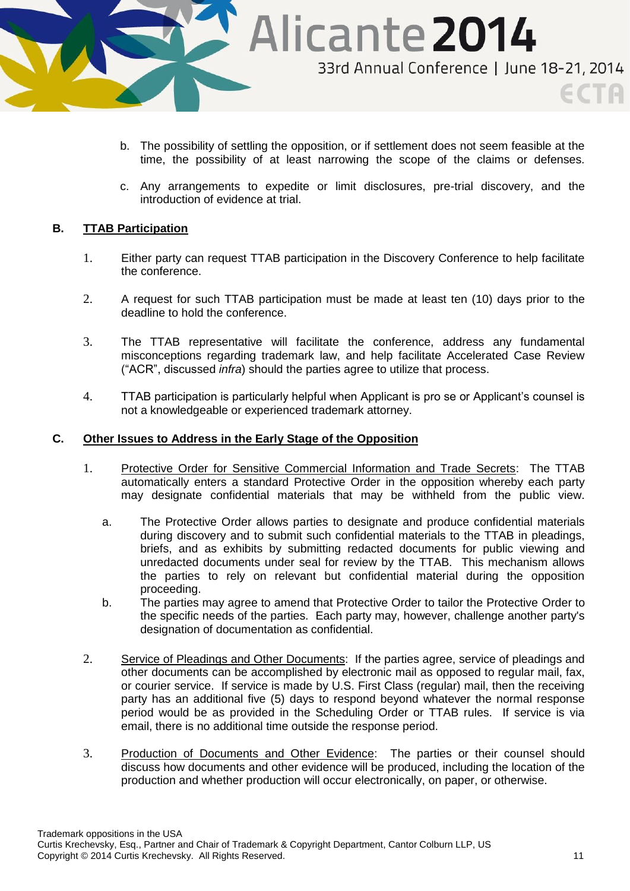b. The possibility of settling the opposition, or if settlement does not seem feasible at the time, the possibility of at least narrowing the scope of the claims or defenses.

c. Any arrangements to expedite or limit disclosures, pre-trial discovery, and the introduction of evidence at trial.

### B. <u>TTAB Participation</u>

1. Either party can request TTAB participation in the Discovery Conference to help facilitate the conference.

2. A request for such TTAB participation must be made at least ten (10) days prior to the deadline to hold the conference.

3. The TTAB representative will facilitate the conference, address any fundamental misconceptions regarding trademark law, and help facilitate Accelerated Case Review ("ACR", discussed *infra*) should the parties agree to utilize that process.

4. TTAB participation is particularly helpful when Applicant is pro se or Applicant's counsel is not a knowledgeable or experienced trademark attorney.

### C. <u>Other Issues to Address in the Early Stage of the Opposition</u>

1. <u>Protective Order for Sensitive Commercial Information and Trade Secrets</u>: The TTAB automatically enters a standard Protective Order in the opposition whereby each party may designate confidential materials that may be withheld from the public view.

   a. The Protective Order allows parties to designate and produce confidential materials during discovery and to submit such confidential materials to the TTAB in pleadings, briefs, and as exhibits by submitting redacted documents for public viewing and unredacted documents under seal for review by the TTAB. This mechanism allows the parties to rely on relevant but confidential material during the opposition proceeding.

   b. The parties may agree to amend that Protective Order to tailor the Protective Order to the specific needs of the parties. Each party may, however, challenge another party's designation of documentation as confidential.

2. <u>Service of Pleadings and Other Documents</u>: If the parties agree, service of pleadings and other documents can be accomplished by electronic mail as opposed to regular mail, fax, or courier service. If service is made by U.S. First Class (regular) mail, then the receiving party has an additional five (5) days to respond beyond whatever the normal response period would be as provided in the Scheduling Order or TTAB rules. If service is via email, there is no additional time outside the response period.

3. <u>Production of Documents and Other Evidence</u>: The parties or their counsel should discuss how documents and other evidence will be produced, including the location of the production and whether production will occur electronically, on paper, or otherwise.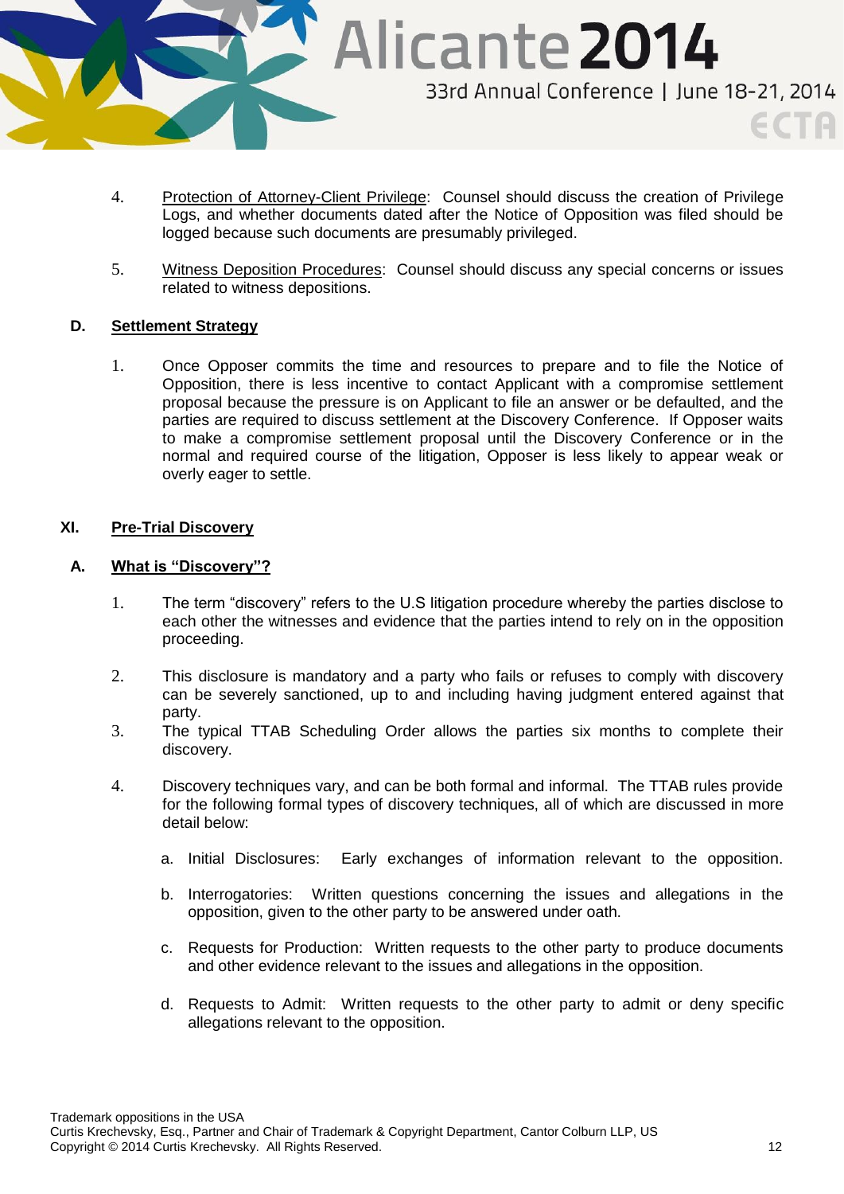4. <u>Protection of Attorney-Client Privilege</u>: Counsel should discuss the creation of Privilege Logs, and whether documents dated after the Notice of Opposition was filed should be logged because such documents are presumably privileged.

5. <u>Witness Deposition Procedures</u>: Counsel should discuss any special concerns or issues related to witness depositions.

### D. Settlement Strategy

1. Once Opposer commits the time and resources to prepare and to file the Notice of Opposition, there is less incentive to contact Applicant with a compromise settlement proposal because the pressure is on Applicant to file an answer or be defaulted, and the parties are required to discuss settlement at the Discovery Conference. If Opposer waits to make a compromise settlement proposal until the Discovery Conference or in the normal and required course of the litigation, Opposer is less likely to appear weak or overly eager to settle.

## XI. Pre-Trial Discovery

### A. What is "Discovery"?

1. The term "discovery" refers to the U.S litigation procedure whereby the parties disclose to each other the witnesses and evidence that the parties intend to rely on in the opposition proceeding.

2. This disclosure is mandatory and a party who fails or refuses to comply with discovery can be severely sanctioned, up to and including having judgment entered against that party.

3. The typical TTAB Scheduling Order allows the parties six months to complete their discovery.

4. Discovery techniques vary, and can be both formal and informal. The TTAB rules provide for the following formal types of discovery techniques, all of which are discussed in more detail below:

   a. Initial Disclosures: Early exchanges of information relevant to the opposition.

   b. Interrogatories: Written questions concerning the issues and allegations in the opposition, given to the other party to be answered under oath.

   c. Requests for Production: Written requests to the other party to produce documents and other evidence relevant to the issues and allegations in the opposition.

   d. Requests to Admit: Written requests to the other party to admit or deny specific allegations relevant to the opposition.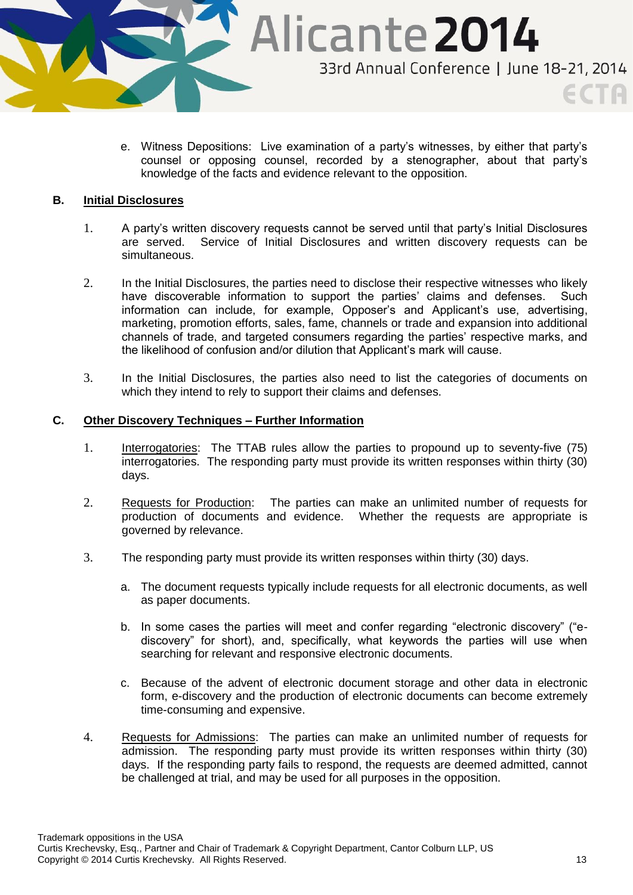e. Witness Depositions: Live examination of a party's witnesses, by either that party's counsel or opposing counsel, recorded by a stenographer, about that party's knowledge of the facts and evidence relevant to the opposition.

## B. Initial Disclosures

1. A party's written discovery requests cannot be served until that party's Initial Disclosures are served. Service of Initial Disclosures and written discovery requests can be simultaneous.

2. In the Initial Disclosures, the parties need to disclose their respective witnesses who likely have discoverable information to support the parties' claims and defenses. Such information can include, for example, Opposer's and Applicant's use, advertising, marketing, promotion efforts, sales, fame, channels or trade and expansion into additional channels of trade, and targeted consumers regarding the parties' respective marks, and the likelihood of confusion and/or dilution that Applicant's mark will cause.

3. In the Initial Disclosures, the parties also need to list the categories of documents on which they intend to rely to support their claims and defenses.

## C. Other Discovery Techniques – Further Information

1. Interrogatories: The TTAB rules allow the parties to propound up to seventy-five (75) interrogatories. The responding party must provide its written responses within thirty (30) days.

2. Requests for Production: The parties can make an unlimited number of requests for production of documents and evidence. Whether the requests are appropriate is governed by relevance.

3. The responding party must provide its written responses within thirty (30) days.

   a. The document requests typically include requests for all electronic documents, as well as paper documents.

   b. In some cases the parties will meet and confer regarding "electronic discovery" ("e-discovery" for short), and, specifically, what keywords the parties will use when searching for relevant and responsive electronic documents.

   c. Because of the advent of electronic document storage and other data in electronic form, e-discovery and the production of electronic documents can become extremely time-consuming and expensive.

4. Requests for Admissions: The parties can make an unlimited number of requests for admission. The responding party must provide its written responses within thirty (30) days. If the responding party fails to respond, the requests are deemed admitted, cannot be challenged at trial, and may be used for all purposes in the opposition.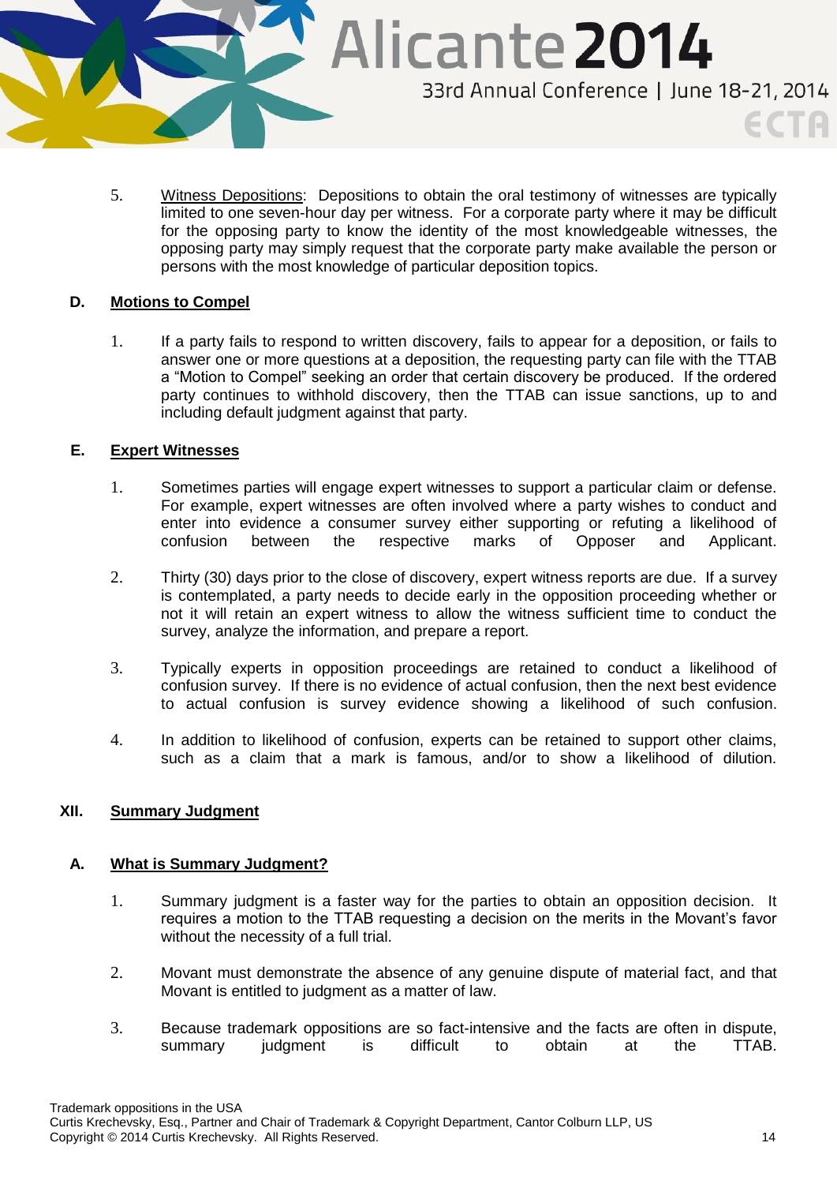5. Witness Depositions: Depositions to obtain the oral testimony of witnesses are typically limited to one seven-hour day per witness. For a corporate party where it may be difficult for the opposing party to know the identity of the most knowledgeable witnesses, the opposing party may simply request that the corporate party make available the person or persons with the most knowledge of particular deposition topics.

### D. Motions to Compel

1. If a party fails to respond to written discovery, fails to appear for a deposition, or fails to answer one or more questions at a deposition, the requesting party can file with the TTAB a "Motion to Compel" seeking an order that certain discovery be produced. If the ordered party continues to withhold discovery, then the TTAB can issue sanctions, up to and including default judgment against that party.

### E. Expert Witnesses

1. Sometimes parties will engage expert witnesses to support a particular claim or defense. For example, expert witnesses are often involved where a party wishes to conduct and enter into evidence a consumer survey either supporting or refuting a likelihood of confusion between the respective marks of Opposer and Applicant.

2. Thirty (30) days prior to the close of discovery, expert witness reports are due. If a survey is contemplated, a party needs to decide early in the opposition proceeding whether or not it will retain an expert witness to allow the witness sufficient time to conduct the survey, analyze the information, and prepare a report.

3. Typically experts in opposition proceedings are retained to conduct a likelihood of confusion survey. If there is no evidence of actual confusion, then the next best evidence to actual confusion is survey evidence showing a likelihood of such confusion.

4. In addition to likelihood of confusion, experts can be retained to support other claims, such as a claim that a mark is famous, and/or to show a likelihood of dilution.

## XII. Summary Judgment

### A. What is Summary Judgment?

1. Summary judgment is a faster way for the parties to obtain an opposition decision. It requires a motion to the TTAB requesting a decision on the merits in the Movant's favor without the necessity of a full trial.

2. Movant must demonstrate the absence of any genuine dispute of material fact, and that Movant is entitled to judgment as a matter of law.

3. Because trademark oppositions are so fact-intensive and the facts are often in dispute, summary judgment is difficult to obtain at the TTAB.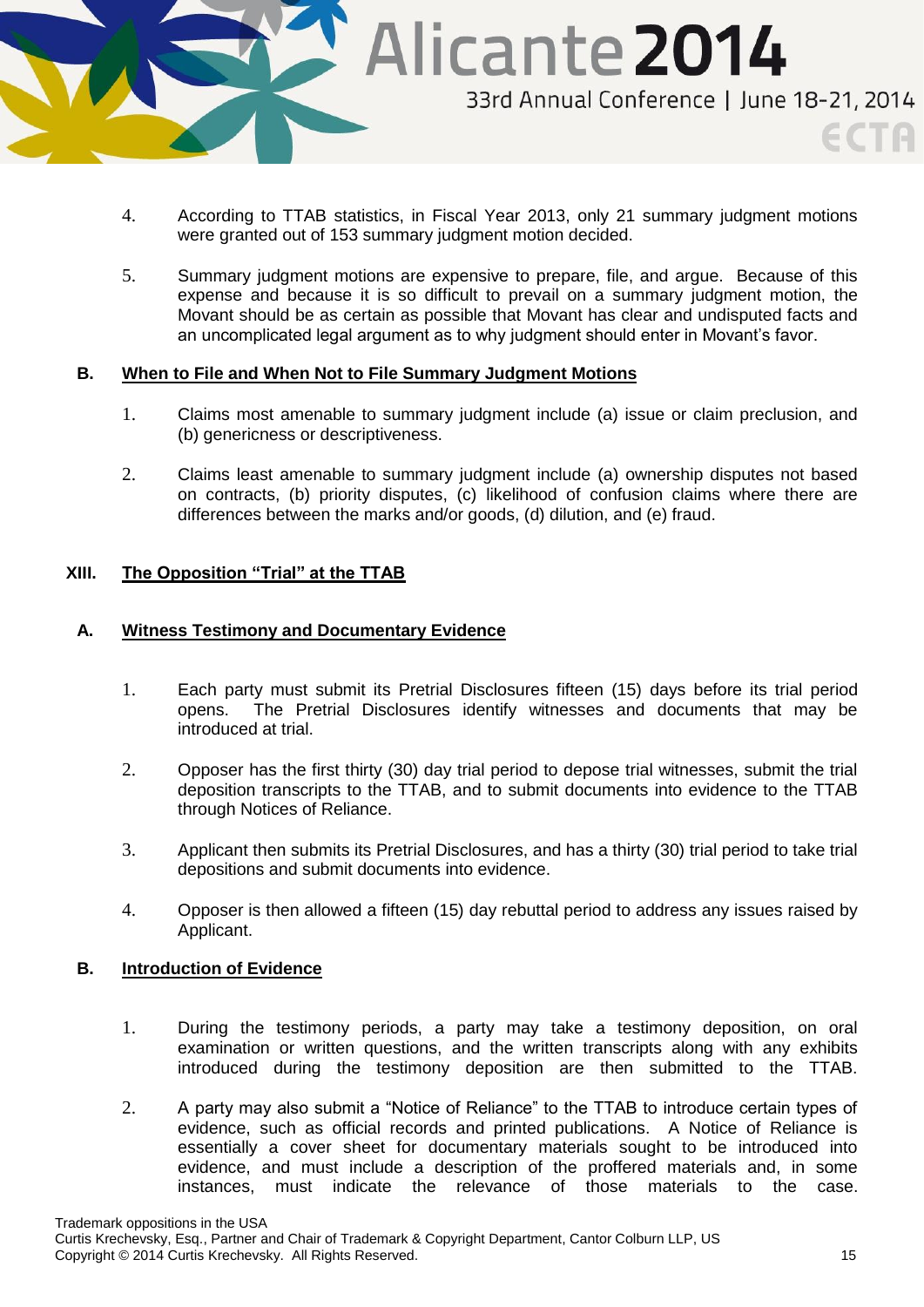4. According to TTAB statistics, in Fiscal Year 2013, only 21 summary judgment motions were granted out of 153 summary judgment motion decided.

5. Summary judgment motions are expensive to prepare, file, and argue. Because of this expense and because it is so difficult to prevail on a summary judgment motion, the Movant should be as certain as possible that Movant has clear and undisputed facts and an uncomplicated legal argument as to why judgment should enter in Movant's favor.

### B. When to File and When Not to File Summary Judgment Motions

1. Claims most amenable to summary judgment include (a) issue or claim preclusion, and (b) genericness or descriptiveness.

2. Claims least amenable to summary judgment include (a) ownership disputes not based on contracts, (b) priority disputes, (c) likelihood of confusion claims where there are differences between the marks and/or goods, (d) dilution, and (e) fraud.

## XIII. The Opposition "Trial" at the TTAB

### A. Witness Testimony and Documentary Evidence

1. Each party must submit its Pretrial Disclosures fifteen (15) days before its trial period opens. The Pretrial Disclosures identify witnesses and documents that may be introduced at trial.

2. Opposer has the first thirty (30) day trial period to depose trial witnesses, submit the trial deposition transcripts to the TTAB, and to submit documents into evidence to the TTAB through Notices of Reliance.

3. Applicant then submits its Pretrial Disclosures, and has a thirty (30) trial period to take trial depositions and submit documents into evidence.

4. Opposer is then allowed a fifteen (15) day rebuttal period to address any issues raised by Applicant.

### B. Introduction of Evidence

1. During the testimony periods, a party may take a testimony deposition, on oral examination or written questions, and the written transcripts along with any exhibits introduced during the testimony deposition are then submitted to the TTAB.

2. A party may also submit a "Notice of Reliance" to the TTAB to introduce certain types of evidence, such as official records and printed publications. A Notice of Reliance is essentially a cover sheet for documentary materials sought to be introduced into evidence, and must include a description of the proffered materials and, in some instances, must indicate the relevance of those materials to the case.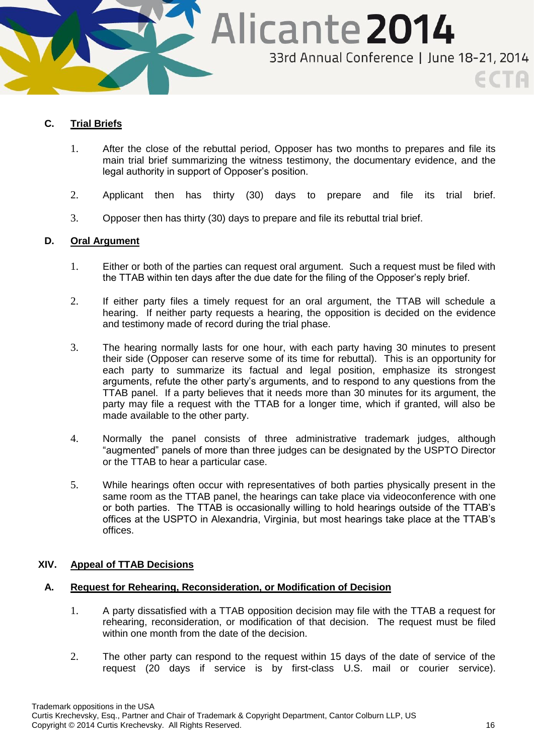### C. Trial Briefs

1. After the close of the rebuttal period, Opposer has two months to prepares and file its main trial brief summarizing the witness testimony, the documentary evidence, and the legal authority in support of Opposer's position.

2. Applicant then has thirty (30) days to prepare and file its trial brief.

3. Opposer then has thirty (30) days to prepare and file its rebuttal trial brief.

### D. Oral Argument

1. Either or both of the parties can request oral argument. Such a request must be filed with the TTAB within ten days after the due date for the filing of the Opposer's reply brief.

2. If either party files a timely request for an oral argument, the TTAB will schedule a hearing. If neither party requests a hearing, the opposition is decided on the evidence and testimony made of record during the trial phase.

3. The hearing normally lasts for one hour, with each party having 30 minutes to present their side (Opposer can reserve some of its time for rebuttal). This is an opportunity for each party to summarize its factual and legal position, emphasize its strongest arguments, refute the other party's arguments, and to respond to any questions from the TTAB panel. If a party believes that it needs more than 30 minutes for its argument, the party may file a request with the TTAB for a longer time, which if granted, will also be made available to the other party.

4. Normally the panel consists of three administrative trademark judges, although "augmented" panels of more than three judges can be designated by the USPTO Director or the TTAB to hear a particular case.

5. While hearings often occur with representatives of both parties physically present in the same room as the TTAB panel, the hearings can take place via videoconference with one or both parties. The TTAB is occasionally willing to hold hearings outside of the TTAB's offices at the USPTO in Alexandria, Virginia, but most hearings take place at the TTAB's offices.

## XIV. Appeal of TTAB Decisions

### A. Request for Rehearing, Reconsideration, or Modification of Decision

1. A party dissatisfied with a TTAB opposition decision may file with the TTAB a request for rehearing, reconsideration, or modification of that decision. The request must be filed within one month from the date of the decision.

2. The other party can respond to the request within 15 days of the date of service of the request (20 days if service is by first-class U.S. mail or courier service).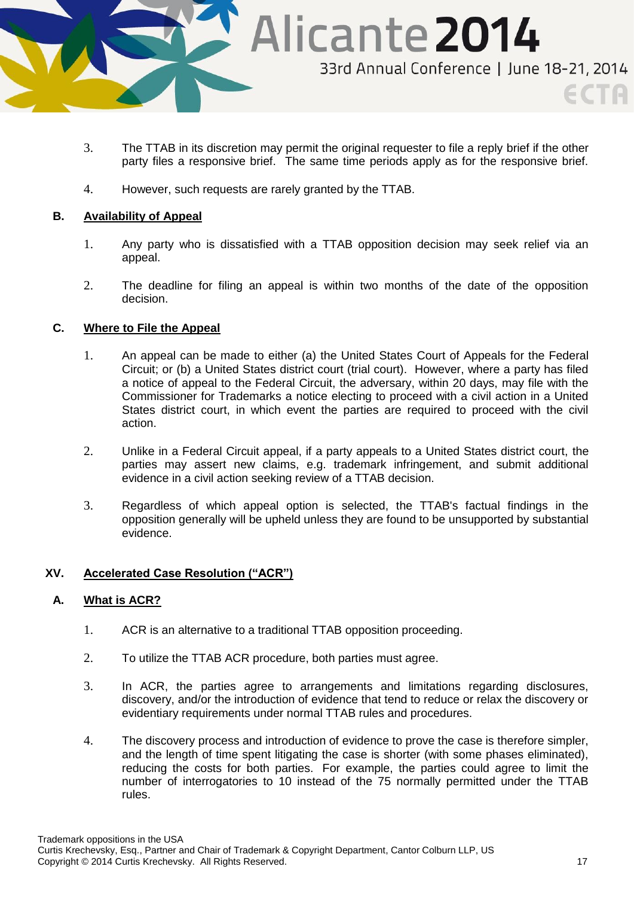3. The TTAB in its discretion may permit the original requester to file a reply brief if the other party files a responsive brief. The same time periods apply as for the responsive brief.

4. However, such requests are rarely granted by the TTAB.

### B. <u>Availability of Appeal</u>

1. Any party who is dissatisfied with a TTAB opposition decision may seek relief via an appeal.

2. The deadline for filing an appeal is within two months of the date of the opposition decision.

### C. <u>Where to File the Appeal</u>

1. An appeal can be made to either (a) the United States Court of Appeals for the Federal Circuit; or (b) a United States district court (trial court). However, where a party has filed a notice of appeal to the Federal Circuit, the adversary, within 20 days, may file with the Commissioner for Trademarks a notice electing to proceed with a civil action in a United States district court, in which event the parties are required to proceed with the civil action.

2. Unlike in a Federal Circuit appeal, if a party appeals to a United States district court, the parties may assert new claims, e.g. trademark infringement, and submit additional evidence in a civil action seeking review of a TTAB decision.

3. Regardless of which appeal option is selected, the TTAB's factual findings in the opposition generally will be upheld unless they are found to be unsupported by substantial evidence.

## XV. <u>Accelerated Case Resolution (“ACR”)</u>

### A. <u>What is ACR?</u>

1. ACR is an alternative to a traditional TTAB opposition proceeding.

2. To utilize the TTAB ACR procedure, both parties must agree.

3. In ACR, the parties agree to arrangements and limitations regarding disclosures, discovery, and/or the introduction of evidence that tend to reduce or relax the discovery or evidentiary requirements under normal TTAB rules and procedures.

4. The discovery process and introduction of evidence to prove the case is therefore simpler, and the length of time spent litigating the case is shorter (with some phases eliminated), reducing the costs for both parties. For example, the parties could agree to limit the number of interrogatories to 10 instead of the 75 normally permitted under the TTAB rules.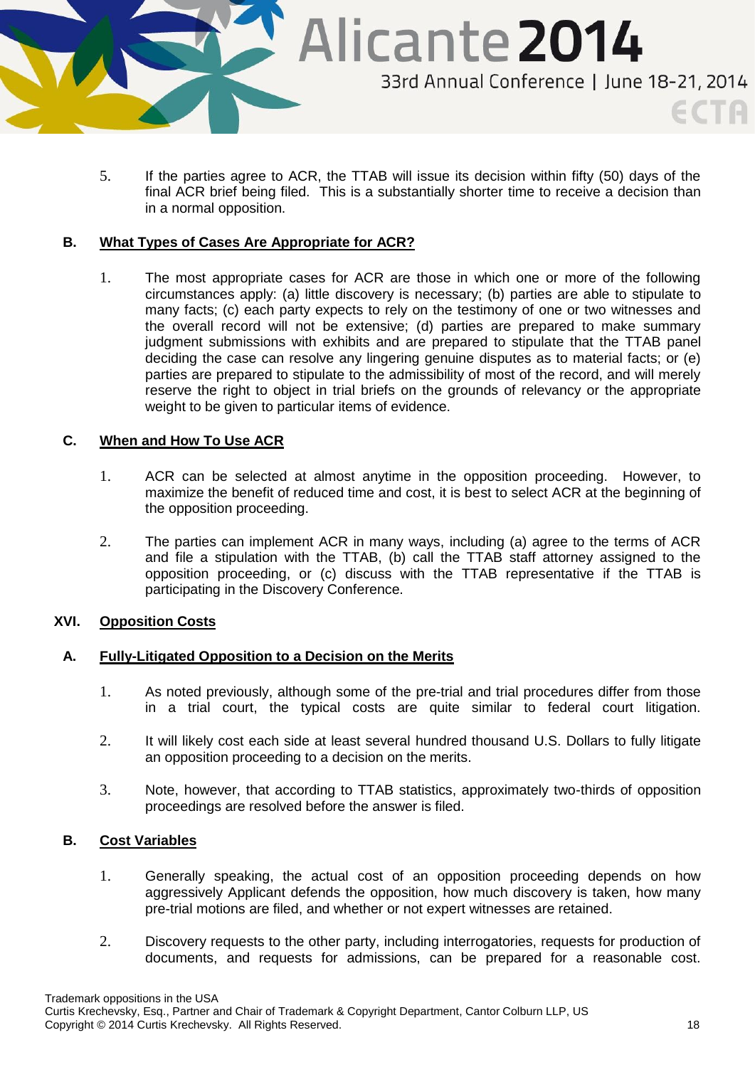5. If the parties agree to ACR, the TTAB will issue its decision within fifty (50) days of the final ACR brief being filed. This is a substantially shorter time to receive a decision than in a normal opposition.

### B. What Types of Cases Are Appropriate for ACR?

1. The most appropriate cases for ACR are those in which one or more of the following circumstances apply: (a) little discovery is necessary; (b) parties are able to stipulate to many facts; (c) each party expects to rely on the testimony of one or two witnesses and the overall record will not be extensive; (d) parties are prepared to make summary judgment submissions with exhibits and are prepared to stipulate that the TTAB panel deciding the case can resolve any lingering genuine disputes as to material facts; or (e) parties are prepared to stipulate to the admissibility of most of the record, and will merely reserve the right to object in trial briefs on the grounds of relevancy or the appropriate weight to be given to particular items of evidence.

### C. When and How To Use ACR

1. ACR can be selected at almost anytime in the opposition proceeding. However, to maximize the benefit of reduced time and cost, it is best to select ACR at the beginning of the opposition proceeding.

2. The parties can implement ACR in many ways, including (a) agree to the terms of ACR and file a stipulation with the TTAB, (b) call the TTAB staff attorney assigned to the opposition proceeding, or (c) discuss with the TTAB representative if the TTAB is participating in the Discovery Conference.

## XVI. Opposition Costs

### A. Fully-Litigated Opposition to a Decision on the Merits

1. As noted previously, although some of the pre-trial and trial procedures differ from those in a trial court, the typical costs are quite similar to federal court litigation.

2. It will likely cost each side at least several hundred thousand U.S. Dollars to fully litigate an opposition proceeding to a decision on the merits.

3. Note, however, that according to TTAB statistics, approximately two-thirds of opposition proceedings are resolved before the answer is filed.

### B. Cost Variables

1. Generally speaking, the actual cost of an opposition proceeding depends on how aggressively Applicant defends the opposition, how much discovery is taken, how many pre-trial motions are filed, and whether or not expert witnesses are retained.

2. Discovery requests to the other party, including interrogatories, requests for production of documents, and requests for admissions, can be prepared for a reasonable cost.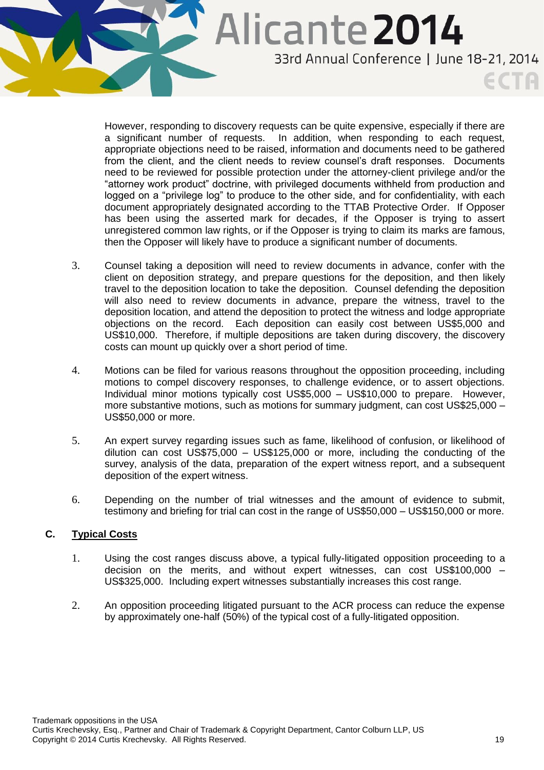However, responding to discovery requests can be quite expensive, especially if there are a significant number of requests. In addition, when responding to each request, appropriate objections need to be raised, information and documents need to be gathered from the client, and the client needs to review counsel's draft responses. Documents need to be reviewed for possible protection under the attorney-client privilege and/or the "attorney work product" doctrine, with privileged documents withheld from production and logged on a "privilege log" to produce to the other side, and for confidentiality, with each document appropriately designated according to the TTAB Protective Order. If Opposer has been using the asserted mark for decades, if the Opposer is trying to assert unregistered common law rights, or if the Opposer is trying to claim its marks are famous, then the Opposer will likely have to produce a significant number of documents.

3. Counsel taking a deposition will need to review documents in advance, confer with the client on deposition strategy, and prepare questions for the deposition, and then likely travel to the deposition location to take the deposition. Counsel defending the deposition will also need to review documents in advance, prepare the witness, travel to the deposition location, and attend the deposition to protect the witness and lodge appropriate objections on the record. Each deposition can easily cost between US$5,000 and US$10,000. Therefore, if multiple depositions are taken during discovery, the discovery costs can mount up quickly over a short period of time.

4. Motions can be filed for various reasons throughout the opposition proceeding, including motions to compel discovery responses, to challenge evidence, or to assert objections. Individual minor motions typically cost US$5,000 – US$10,000 to prepare. However, more substantive motions, such as motions for summary judgment, can cost US$25,000 – US$50,000 or more.

5. An expert survey regarding issues such as fame, likelihood of confusion, or likelihood of dilution can cost US$75,000 – US$125,000 or more, including the conducting of the survey, analysis of the data, preparation of the expert witness report, and a subsequent deposition of the expert witness.

6. Depending on the number of trial witnesses and the amount of evidence to submit, testimony and briefing for trial can cost in the range of US$50,000 – US$150,000 or more.

### C. Typical Costs

1. Using the cost ranges discuss above, a typical fully-litigated opposition proceeding to a decision on the merits, and without expert witnesses, can cost US$100,000 – US$325,000. Including expert witnesses substantially increases this cost range.

2. An opposition proceeding litigated pursuant to the ACR process can reduce the expense by approximately one-half (50%) of the typical cost of a fully-litigated opposition.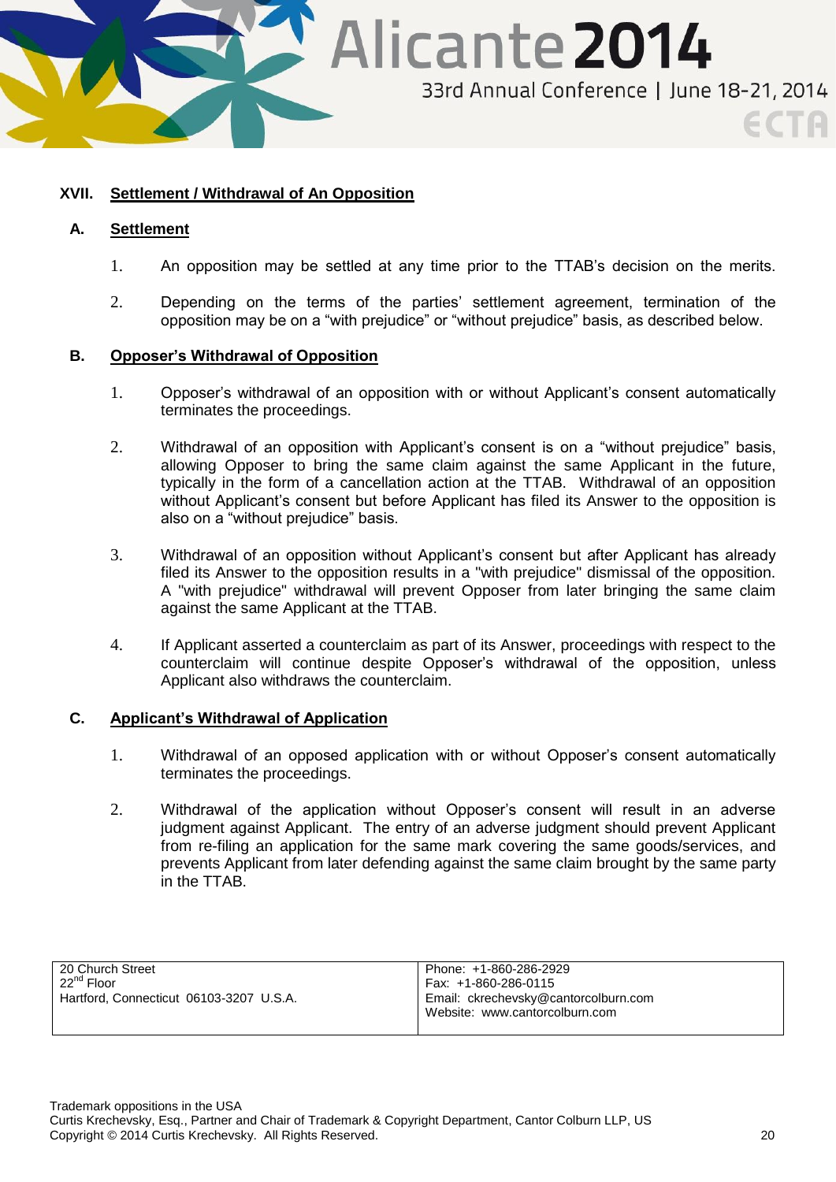## XVII. Settlement / Withdrawal of An Opposition

### A. Settlement

1. An opposition may be settled at any time prior to the TTAB's decision on the merits.

2. Depending on the terms of the parties' settlement agreement, termination of the opposition may be on a "with prejudice" or "without prejudice" basis, as described below.

### B. Opposer's Withdrawal of Opposition

1. Opposer's withdrawal of an opposition with or without Applicant's consent automatically terminates the proceedings.

2. Withdrawal of an opposition with Applicant's consent is on a "without prejudice" basis, allowing Opposer to bring the same claim against the same Applicant in the future, typically in the form of a cancellation action at the TTAB. Withdrawal of an opposition without Applicant's consent but before Applicant has filed its Answer to the opposition is also on a "without prejudice" basis.

3. Withdrawal of an opposition without Applicant's consent but after Applicant has already filed its Answer to the opposition results in a "with prejudice" dismissal of the opposition. A "with prejudice" withdrawal will prevent Opposer from later bringing the same claim against the same Applicant at the TTAB.

4. If Applicant asserted a counterclaim as part of its Answer, proceedings with respect to the counterclaim will continue despite Opposer's withdrawal of the opposition, unless Applicant also withdraws the counterclaim.

### C. Applicant's Withdrawal of Application

1. Withdrawal of an opposed application with or without Opposer's consent automatically terminates the proceedings.

2. Withdrawal of the application without Opposer's consent will result in an adverse judgment against Applicant. The entry of an adverse judgment should prevent Applicant from re-filing an application for the same mark covering the same goods/services, and prevents Applicant from later defending against the same claim brought by the same party in the TTAB.

| | |
|---|---|
| 20 Church Street<br>22nd Floor<br>Hartford, Connecticut 06103-3207 U.S.A. | Phone: +1-860-286-2929<br>Fax: +1-860-286-0115<br>Email: ckrechevsky@cantorcolburn.com<br>Website: www.cantorcolburn.com |